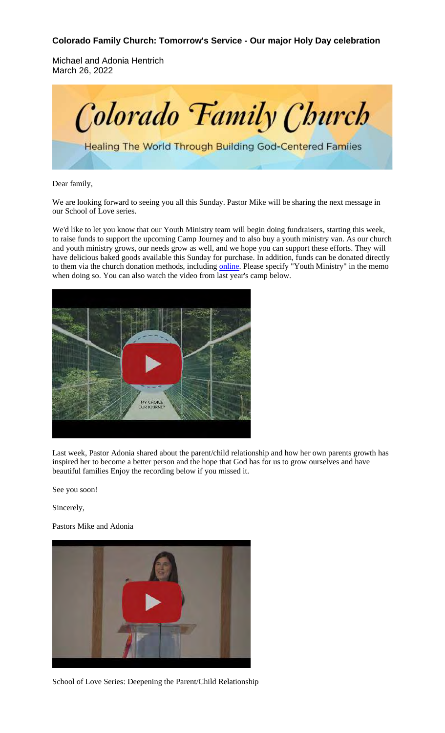# Colorado Family Church: Tomorrow's Service - Our major Holy Day celebration

Michael and Adonia Hentrich
March 26, 2022

Dear family,

We are looking forward to seeing you all this Sunday. Pastor Mike will be sharing the next message in our School of Love series.

We'd like to let you know that our Youth Ministry team will begin doing fundraisers, starting this week, to raise funds to support the upcoming Camp Journey and to also buy a youth ministry van. As our church and youth ministry grows, our needs grow as well, and we hope you can support these efforts. They will have delicious baked goods available this Sunday for purchase. In addition, funds can be donated directly to them via the church donation methods, including online. Please specify "Youth Ministry" in the memo when doing so. You can also watch the video from last year's camp below.

Last week, Pastor Adonia shared about the parent/child relationship and how her own parents growth has inspired her to become a better person and the hope that God has for us to grow ourselves and have beautiful families Enjoy the recording below if you missed it.

See you soon!

Sincerely,

Pastors Mike and Adonia

School of Love Series: Deepening the Parent/Child Relationship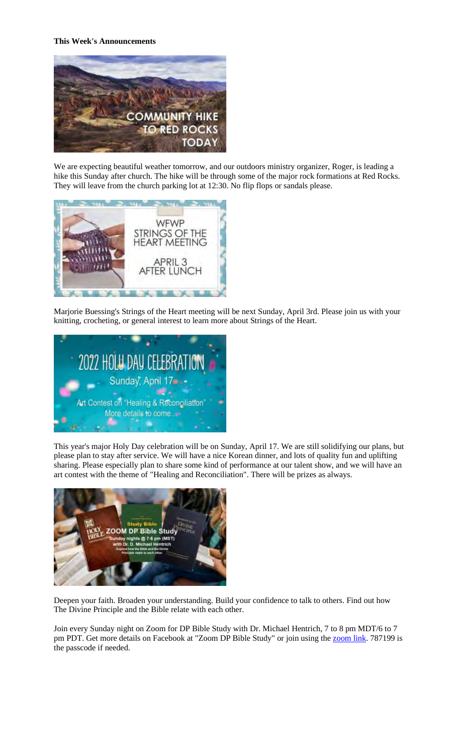**This Week's Announcements**

We are expecting beautiful weather tomorrow, and our outdoors ministry organizer, Roger, is leading a hike this Sunday after church. The hike will be through some of the major rock formations at Red Rocks. They will leave from the church parking lot at 12:30. No flip flops or sandals please.

Marjorie Buessing's Strings of the Heart meeting will be next Sunday, April 3rd. Please join us with your knitting, crocheting, or general interest to learn more about Strings of the Heart.

This year's major Holy Day celebration will be on Sunday, April 17. We are still solidifying our plans, but please plan to stay after service. We will have a nice Korean dinner, and lots of quality fun and uplifting sharing. Please especially plan to share some kind of performance at our talent show, and we will have an art contest with the theme of "Healing and Reconciliation". There will be prizes as always.

Deepen your faith. Broaden your understanding. Build your confidence to talk to others. Find out how The Divine Principle and the Bible relate with each other.

Join every Sunday night on Zoom for DP Bible Study with Dr. Michael Hentrich, 7 to 8 pm MDT/6 to 7 pm PDT. Get more details on Facebook at "Zoom DP Bible Study" or join using the zoom link. 787199 is the passcode if needed.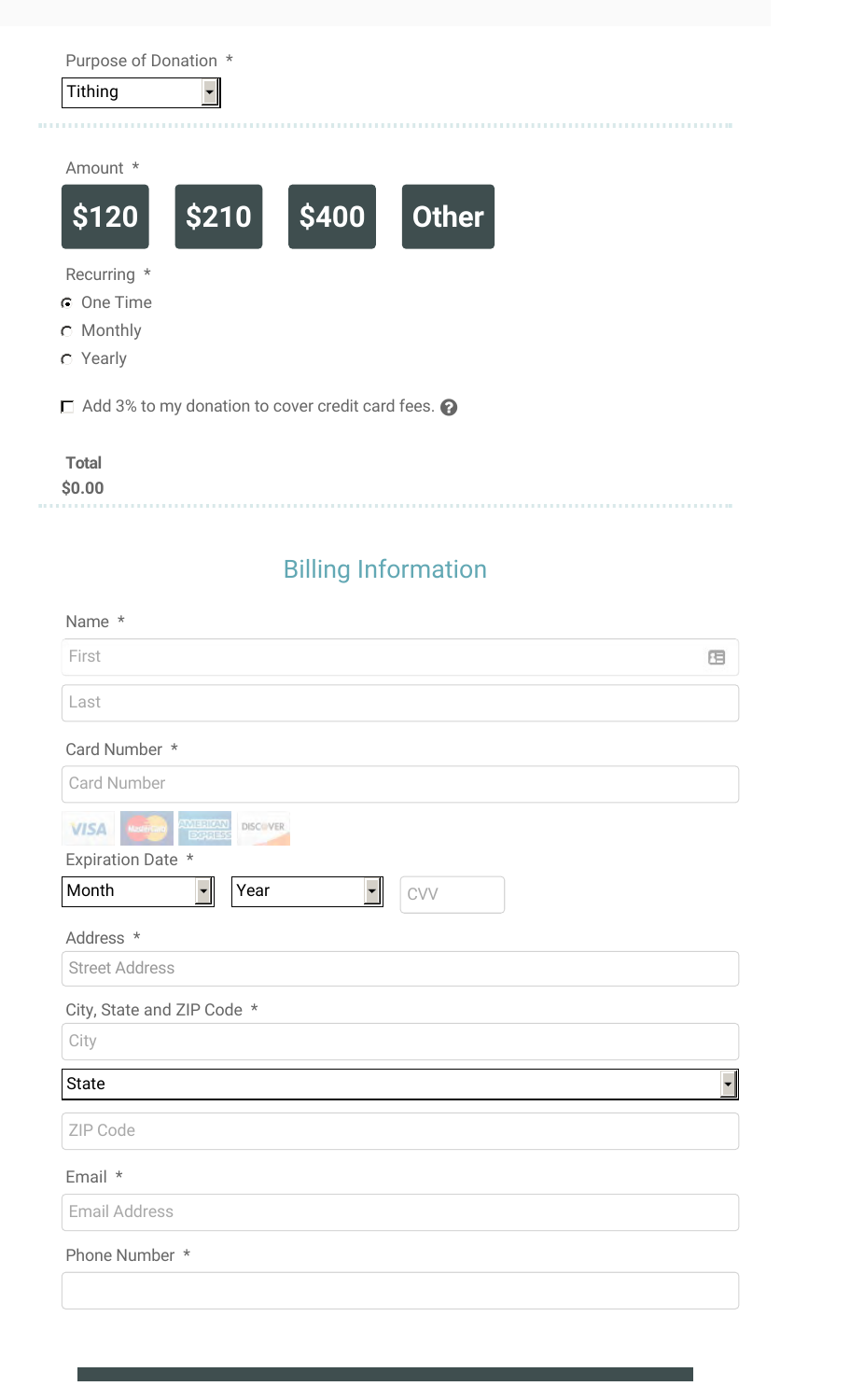Purpose of Donation *

Tithing

Amount *

$120 $210 $400 Other

Recurring *

- One Time
- Monthly
- Yearly

Add 3% to my donation to cover credit card fees.

**Total**

**$0.00**

## Billing Information

Name *

First

Last

Card Number *

Card Number

Expiration Date *

Month Year CVV

Address *

Street Address

City, State and ZIP Code *

City

State

ZIP Code

Email *

Email Address

Phone Number *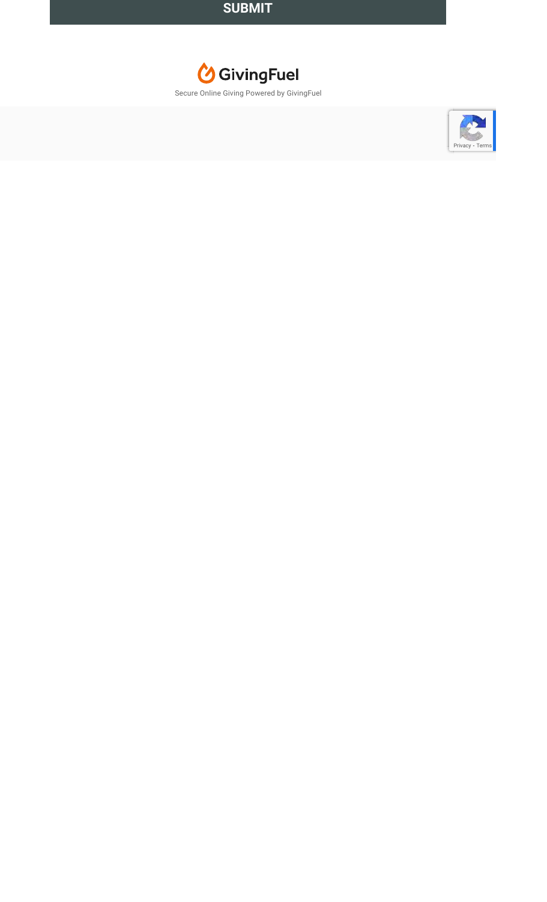SUBMIT

GivingFuel

Secure Online Giving Powered by GivingFuel

Privacy - Terms